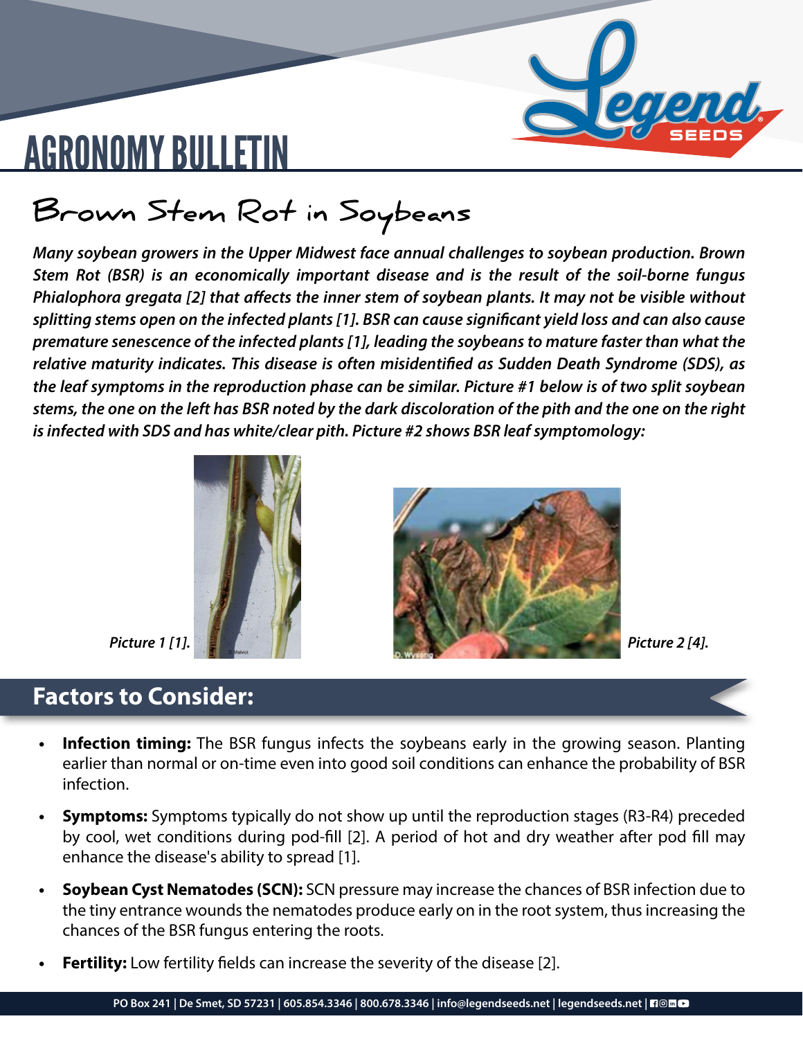# AGRONOMY BULLETIN

## Brown Stem Rot in Soybeans

***Many soybean growers in the Upper Midwest face annual challenges to soybean production. Brown Stem Rot (BSR) is an economically important disease and is the result of the soil-borne fungus Phialophora gregata [2] that affects the inner stem of soybean plants. It may not be visible without splitting stems open on the infected plants [1]. BSR can cause significant yield loss and can also cause premature senescence of the infected plants [1], leading the soybeans to mature faster than what the relative maturity indicates. This disease is often misidentified as Sudden Death Syndrome (SDS), as the leaf symptoms in the reproduction phase can be similar. Picture #1 below is of two split soybean stems, the one on the left has BSR noted by the dark discoloration of the pith and the one on the right is infected with SDS and has white/clear pith. Picture #2 shows BSR leaf symptomology:***

***Picture 1 [1].***

***Picture 2 [4].***

## Factors to Consider:

- **Infection timing:** The BSR fungus infects the soybeans early in the growing season. Planting earlier than normal or on-time even into good soil conditions can enhance the probability of BSR infection.
- **Symptoms:** Symptoms typically do not show up until the reproduction stages (R3-R4) preceded by cool, wet conditions during pod-fill [2]. A period of hot and dry weather after pod fill may enhance the disease's ability to spread [1].
- **Soybean Cyst Nematodes (SCN):** SCN pressure may increase the chances of BSR infection due to the tiny entrance wounds the nematodes produce early on in the root system, thus increasing the chances of the BSR fungus entering the roots.
- **Fertility:** Low fertility fields can increase the severity of the disease [2].

PO Box 241 | De Smet, SD 57231 | 605.854.3346 | 800.678.3346 | info@legendseeds.net | legendseeds.net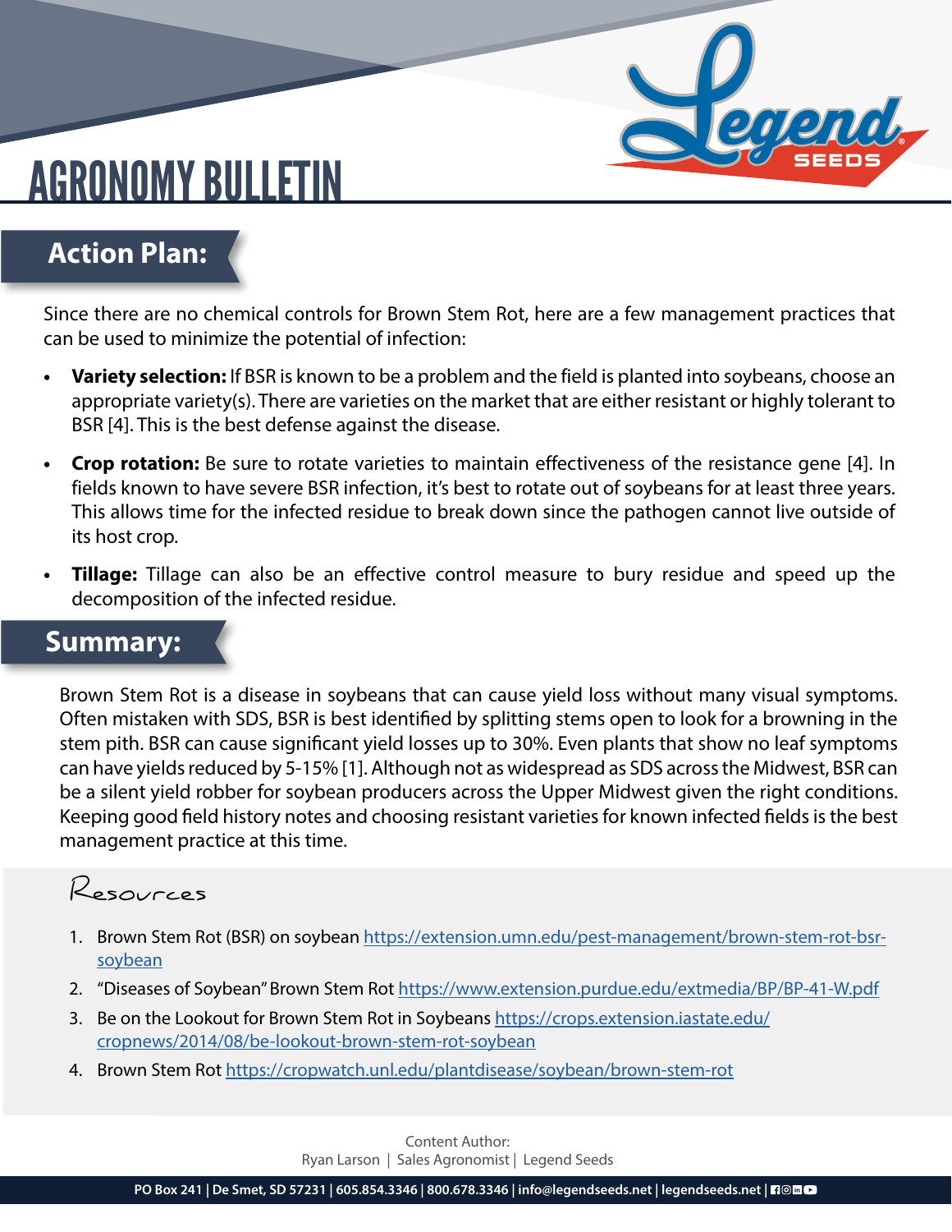# AGRONOMY BULLETIN

## Action Plan:

Since there are no chemical controls for Brown Stem Rot, here are a few management practices that can be used to minimize the potential of infection:

- **Variety selection:** If BSR is known to be a problem and the field is planted into soybeans, choose an appropriate variety(s). There are varieties on the market that are either resistant or highly tolerant to BSR [4]. This is the best defense against the disease.
- **Crop rotation:** Be sure to rotate varieties to maintain effectiveness of the resistance gene [4]. In fields known to have severe BSR infection, it's best to rotate out of soybeans for at least three years. This allows time for the infected residue to break down since the pathogen cannot live outside of its host crop.
- **Tillage:** Tillage can also be an effective control measure to bury residue and speed up the decomposition of the infected residue.

## Summary:

Brown Stem Rot is a disease in soybeans that can cause yield loss without many visual symptoms. Often mistaken with SDS, BSR is best identified by splitting stems open to look for a browning in the stem pith. BSR can cause significant yield losses up to 30%. Even plants that show no leaf symptoms can have yields reduced by 5-15% [1]. Although not as widespread as SDS across the Midwest, BSR can be a silent yield robber for soybean producers across the Upper Midwest given the right conditions. Keeping good field history notes and choosing resistant varieties for known infected fields is the best management practice at this time.

## Resources

1. Brown Stem Rot (BSR) on soybean https://extension.umn.edu/pest-management/brown-stem-rot-bsr-soybean
2. "Diseases of Soybean" Brown Stem Rot https://www.extension.purdue.edu/extmedia/BP/BP-41-W.pdf
3. Be on the Lookout for Brown Stem Rot in Soybeans https://crops.extension.iastate.edu/cropnews/2014/08/be-lookout-brown-stem-rot-soybean
4. Brown Stem Rot https://cropwatch.unl.edu/plantdisease/soybean/brown-stem-rot

Content Author:
Ryan Larson | Sales Agronomist | Legend Seeds

PO Box 241 | De Smet, SD 57231 | 605.854.3346 | 800.678.3346 | info@legendseeds.net | legendseeds.net